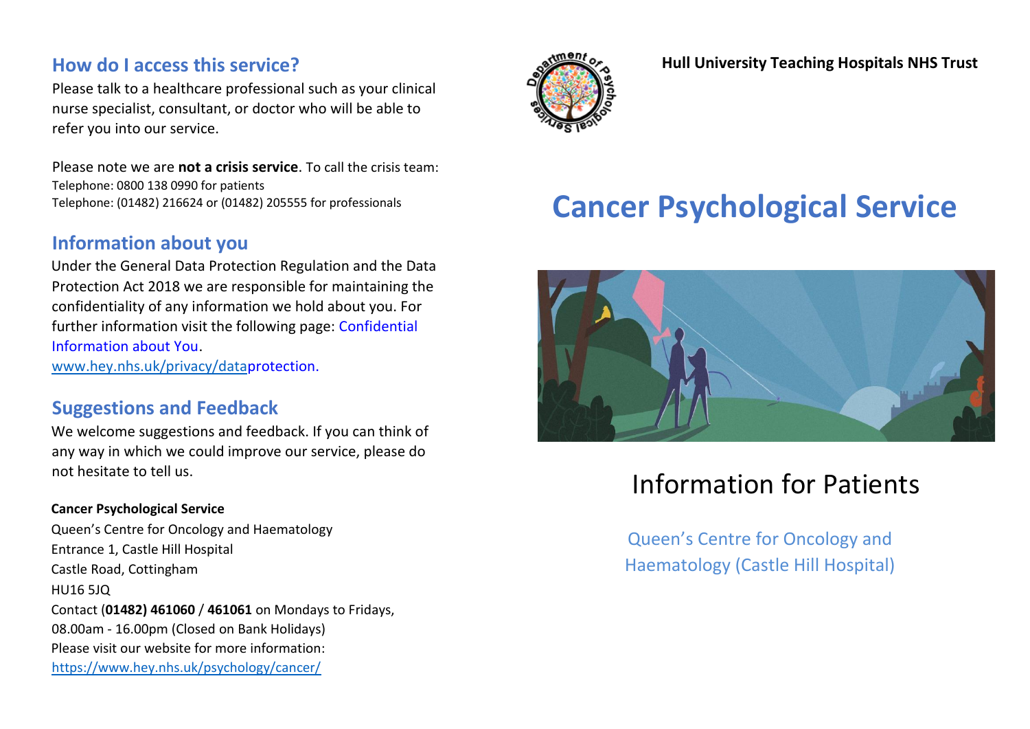## How do I access this service?

Please talk to a healthcare professional such as your clinical nurse specialist, consultant, or doctor who will be able to refer you into our service.

Please note we are **not a crisis service**. To call the crisis team:
Telephone: 0800 138 0990 for patients
Telephone: (01482) 216624 or (01482) 205555 for professionals

## Information about you

Under the General Data Protection Regulation and the Data Protection Act 2018 we are responsible for maintaining the confidentiality of any information we hold about you. For further information visit the following page: Confidential Information about You.
www.hey.nhs.uk/privacy/dataprotection.

## Suggestions and Feedback

We welcome suggestions and feedback. If you can think of any way in which we could improve our service, please do not hesitate to tell us.

**Cancer Psychological Service**
Queen's Centre for Oncology and Haematology
Entrance 1, Castle Hill Hospital
Castle Road, Cottingham
HU16 5JQ
Contact (**01482) 461060** / **461061** on Mondays to Fridays, 08.00am - 16.00pm (Closed on Bank Holidays)
Please visit our website for more information:
https://www.hey.nhs.uk/psychology/cancer/

**Hull University Teaching Hospitals NHS Trust**

# Cancer Psychological Service

## Information for Patients

Queen's Centre for Oncology and Haematology (Castle Hill Hospital)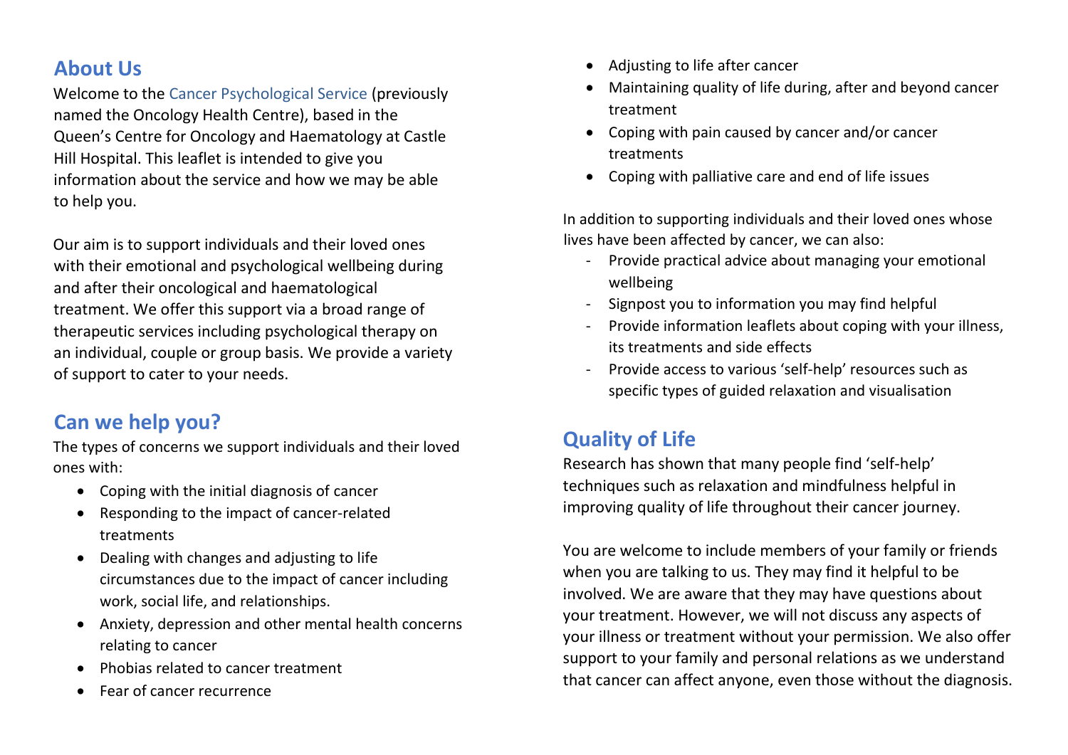## About Us

Welcome to the Cancer Psychological Service (previously named the Oncology Health Centre), based in the Queen's Centre for Oncology and Haematology at Castle Hill Hospital. This leaflet is intended to give you information about the service and how we may be able to help you.

Our aim is to support individuals and their loved ones with their emotional and psychological wellbeing during and after their oncological and haematological treatment. We offer this support via a broad range of therapeutic services including psychological therapy on an individual, couple or group basis. We provide a variety of support to cater to your needs.

## Can we help you?

The types of concerns we support individuals and their loved ones with:

- Coping with the initial diagnosis of cancer
- Responding to the impact of cancer-related treatments
- Dealing with changes and adjusting to life circumstances due to the impact of cancer including work, social life, and relationships.
- Anxiety, depression and other mental health concerns relating to cancer
- Phobias related to cancer treatment
- Fear of cancer recurrence
- Adjusting to life after cancer
- Maintaining quality of life during, after and beyond cancer treatment
- Coping with pain caused by cancer and/or cancer treatments
- Coping with palliative care and end of life issues

In addition to supporting individuals and their loved ones whose lives have been affected by cancer, we can also:

- Provide practical advice about managing your emotional wellbeing
- Signpost you to information you may find helpful
- Provide information leaflets about coping with your illness, its treatments and side effects
- Provide access to various 'self-help' resources such as specific types of guided relaxation and visualisation

## Quality of Life

Research has shown that many people find 'self-help' techniques such as relaxation and mindfulness helpful in improving quality of life throughout their cancer journey.

You are welcome to include members of your family or friends when you are talking to us. They may find it helpful to be involved. We are aware that they may have questions about your treatment. However, we will not discuss any aspects of your illness or treatment without your permission. We also offer support to your family and personal relations as we understand that cancer can affect anyone, even those without the diagnosis.